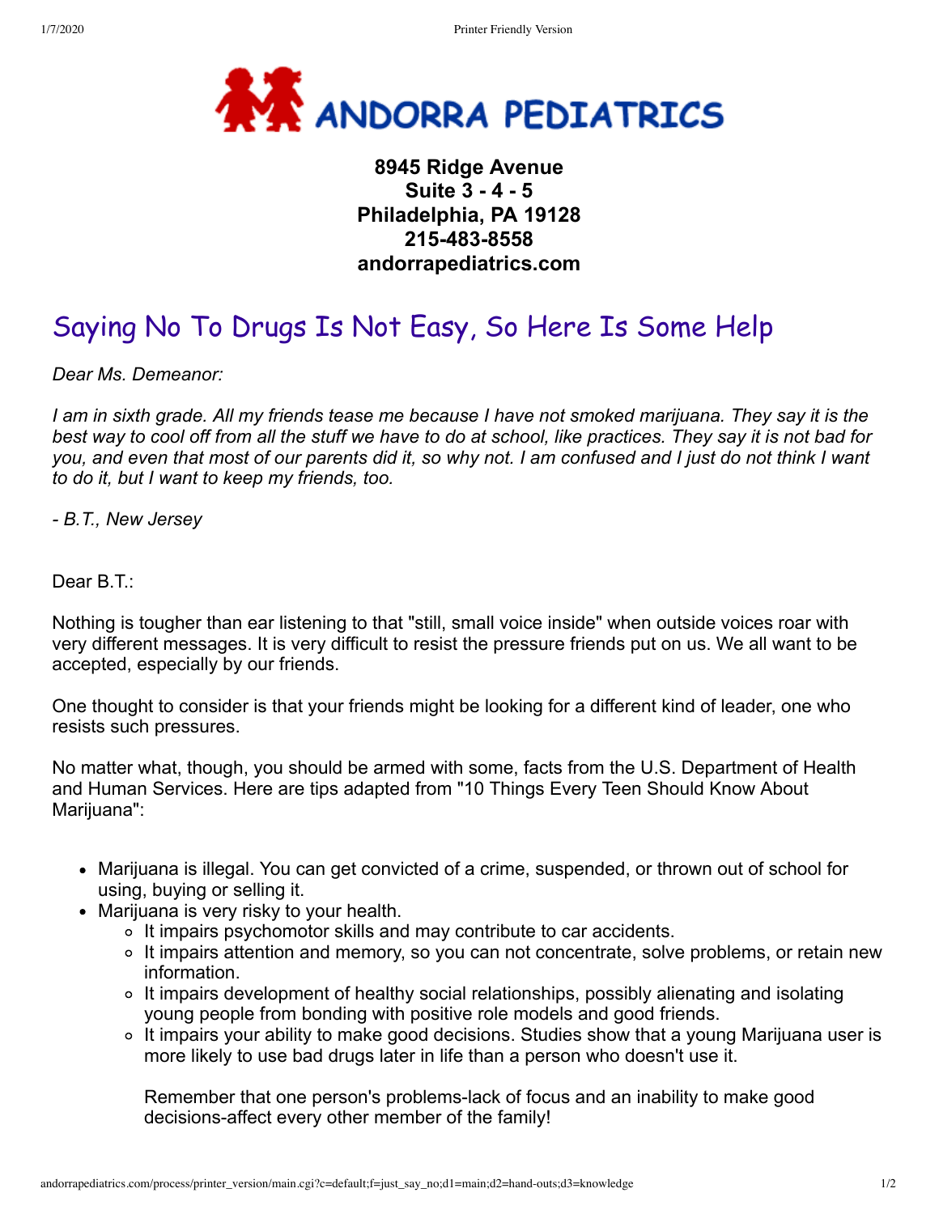**ANDORRA PEDIATRICS**

**8945 Ridge Avenue**
**Suite 3 - 4 - 5**
**Philadelphia, PA 19128**
**215-483-8558**
**andorrapediatrics.com**

# Saying No To Drugs Is Not Easy, So Here Is Some Help

*Dear Ms. Demeanor:*

*I am in sixth grade. All my friends tease me because I have not smoked marijuana. They say it is the best way to cool off from all the stuff we have to do at school, like practices. They say it is not bad for you, and even that most of our parents did it, so why not. I am confused and I just do not think I want to do it, but I want to keep my friends, too.*

*- B.T., New Jersey*

Dear B.T.:

Nothing is tougher than ear listening to that "still, small voice inside" when outside voices roar with very different messages. It is very difficult to resist the pressure friends put on us. We all want to be accepted, especially by our friends.

One thought to consider is that your friends might be looking for a different kind of leader, one who resists such pressures.

No matter what, though, you should be armed with some, facts from the U.S. Department of Health and Human Services. Here are tips adapted from "10 Things Every Teen Should Know About Marijuana":

- Marijuana is illegal. You can get convicted of a crime, suspended, or thrown out of school for using, buying or selling it.
- Marijuana is very risky to your health.
  - It impairs psychomotor skills and may contribute to car accidents.
  - It impairs attention and memory, so you can not concentrate, solve problems, or retain new information.
  - It impairs development of healthy social relationships, possibly alienating and isolating young people from bonding with positive role models and good friends.
  - It impairs your ability to make good decisions. Studies show that a young Marijuana user is more likely to use bad drugs later in life than a person who doesn't use it.

  Remember that one person's problems-lack of focus and an inability to make good decisions-affect every other member of the family!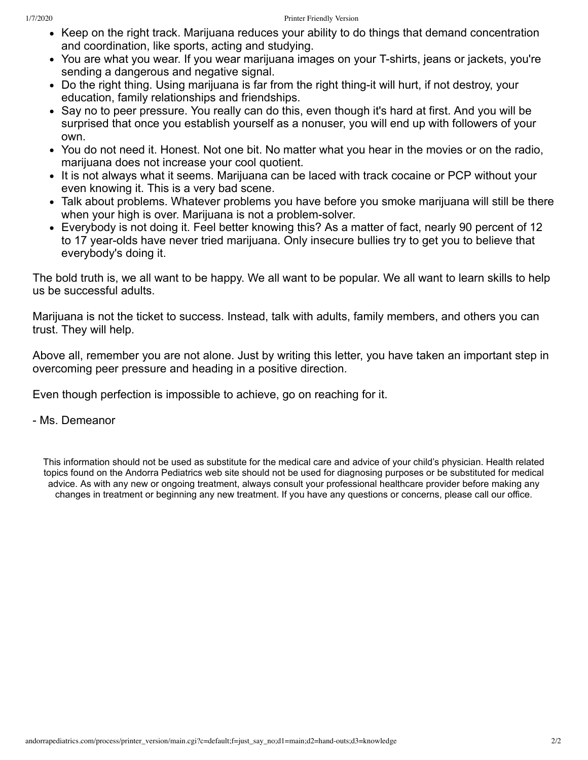- Keep on the right track. Marijuana reduces your ability to do things that demand concentration and coordination, like sports, acting and studying.
- You are what you wear. If you wear marijuana images on your T-shirts, jeans or jackets, you're sending a dangerous and negative signal.
- Do the right thing. Using marijuana is far from the right thing-it will hurt, if not destroy, your education, family relationships and friendships.
- Say no to peer pressure. You really can do this, even though it's hard at first. And you will be surprised that once you establish yourself as a nonuser, you will end up with followers of your own.
- You do not need it. Honest. Not one bit. No matter what you hear in the movies or on the radio, marijuana does not increase your cool quotient.
- It is not always what it seems. Marijuana can be laced with track cocaine or PCP without your even knowing it. This is a very bad scene.
- Talk about problems. Whatever problems you have before you smoke marijuana will still be there when your high is over. Marijuana is not a problem-solver.
- Everybody is not doing it. Feel better knowing this? As a matter of fact, nearly 90 percent of 12 to 17 year-olds have never tried marijuana. Only insecure bullies try to get you to believe that everybody's doing it.

The bold truth is, we all want to be happy. We all want to be popular. We all want to learn skills to help us be successful adults.

Marijuana is not the ticket to success. Instead, talk with adults, family members, and others you can trust. They will help.

Above all, remember you are not alone. Just by writing this letter, you have taken an important step in overcoming peer pressure and heading in a positive direction.

Even though perfection is impossible to achieve, go on reaching for it.

- Ms. Demeanor

This information should not be used as substitute for the medical care and advice of your child's physician. Health related topics found on the Andorra Pediatrics web site should not be used for diagnosing purposes or be substituted for medical advice. As with any new or ongoing treatment, always consult your professional healthcare provider before making any changes in treatment or beginning any new treatment. If you have any questions or concerns, please call our office.